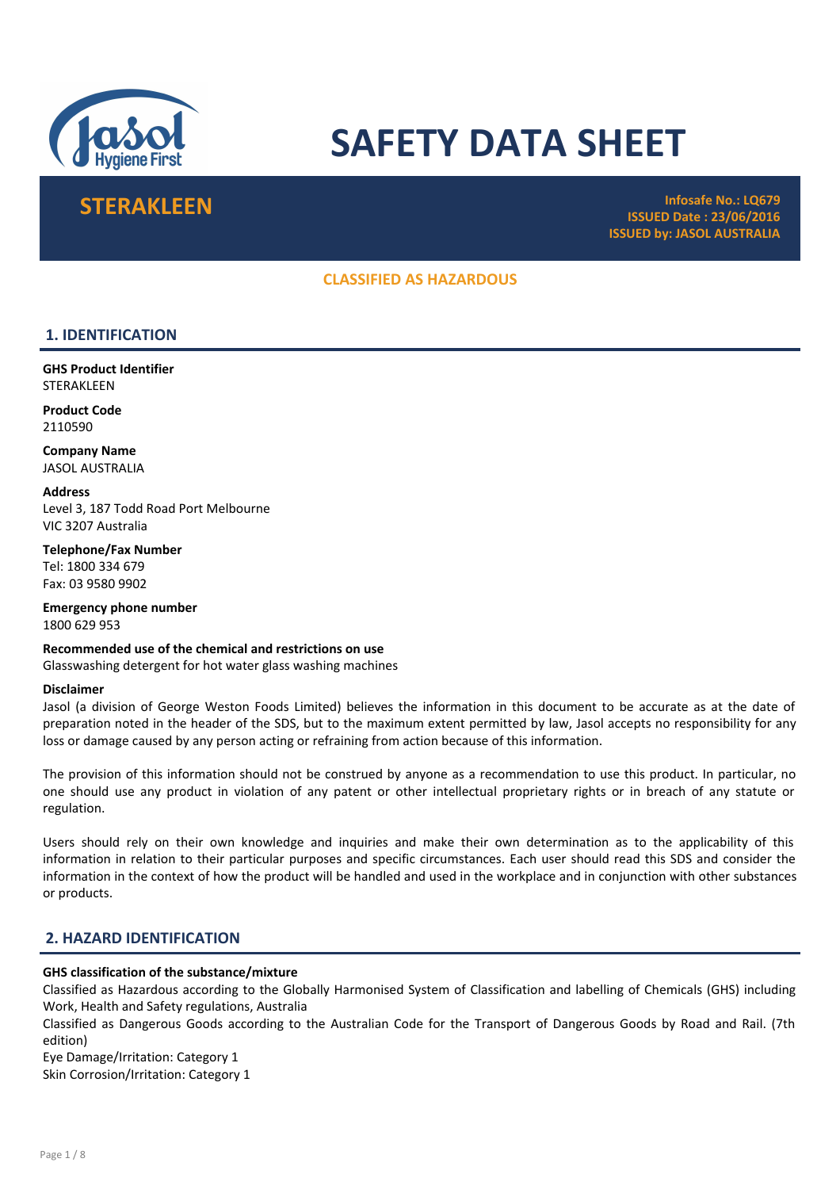# SAFETY DATA SHEET

## STERAKLEEN

**Infosafe No.: LQ679**
**ISSUED Date : 23/06/2016**
**ISSUED by: JASOL AUSTRALIA**

**CLASSIFIED AS HAZARDOUS**

## 1. IDENTIFICATION

**GHS Product Identifier**
STERAKLEEN

**Product Code**
2110590

**Company Name**
JASOL AUSTRALIA

**Address**
Level 3, 187 Todd Road Port Melbourne
VIC 3207 Australia

**Telephone/Fax Number**
Tel: 1800 334 679
Fax: 03 9580 9902

**Emergency phone number**
1800 629 953

**Recommended use of the chemical and restrictions on use**
Glasswashing detergent for hot water glass washing machines

**Disclaimer**
Jasol (a division of George Weston Foods Limited) believes the information in this document to be accurate as at the date of preparation noted in the header of the SDS, but to the maximum extent permitted by law, Jasol accepts no responsibility for any loss or damage caused by any person acting or refraining from action because of this information.

The provision of this information should not be construed by anyone as a recommendation to use this product. In particular, no one should use any product in violation of any patent or other intellectual proprietary rights or in breach of any statute or regulation.

Users should rely on their own knowledge and inquiries and make their own determination as to the applicability of this information in relation to their particular purposes and specific circumstances. Each user should read this SDS and consider the information in the context of how the product will be handled and used in the workplace and in conjunction with other substances or products.

## 2. HAZARD IDENTIFICATION

**GHS classification of the substance/mixture**
Classified as Hazardous according to the Globally Harmonised System of Classification and labelling of Chemicals (GHS) including Work, Health and Safety regulations, Australia
Classified as Dangerous Goods according to the Australian Code for the Transport of Dangerous Goods by Road and Rail. (7th edition)
Eye Damage/Irritation: Category 1
Skin Corrosion/Irritation: Category 1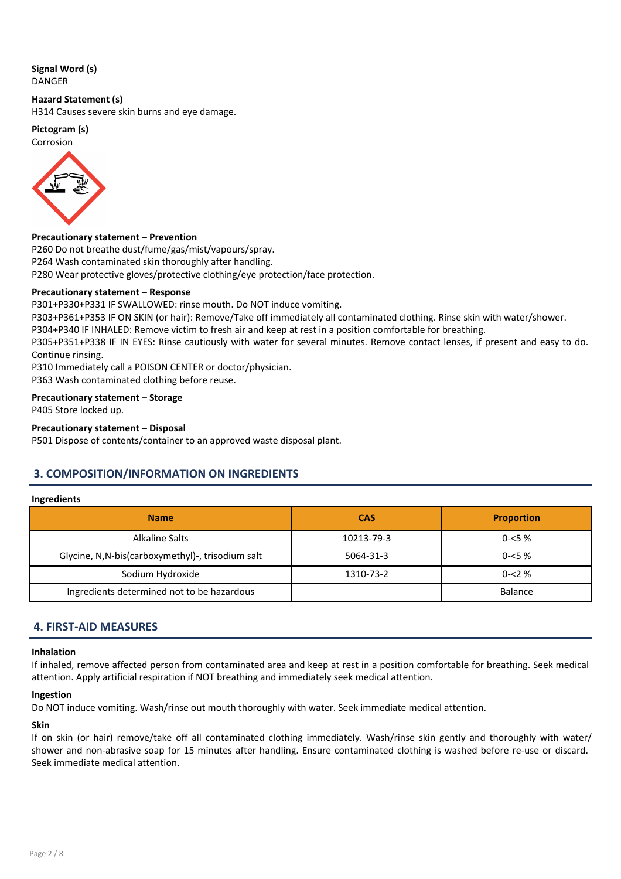**Signal Word (s)**
DANGER

**Hazard Statement (s)**
H314 Causes severe skin burns and eye damage.

**Pictogram (s)**
Corrosion

**Precautionary statement – Prevention**
P260 Do not breathe dust/fume/gas/mist/vapours/spray.
P264 Wash contaminated skin thoroughly after handling.
P280 Wear protective gloves/protective clothing/eye protection/face protection.

**Precautionary statement – Response**
P301+P330+P331 IF SWALLOWED: rinse mouth. Do NOT induce vomiting.
P303+P361+P353 IF ON SKIN (or hair): Remove/Take off immediately all contaminated clothing. Rinse skin with water/shower.
P304+P340 IF INHALED: Remove victim to fresh air and keep at rest in a position comfortable for breathing.
P305+P351+P338 IF IN EYES: Rinse cautiously with water for several minutes. Remove contact lenses, if present and easy to do. Continue rinsing.
P310 Immediately call a POISON CENTER or doctor/physician.
P363 Wash contaminated clothing before reuse.

**Precautionary statement – Storage**
P405 Store locked up.

**Precautionary statement – Disposal**
P501 Dispose of contents/container to an approved waste disposal plant.

## 3. COMPOSITION/INFORMATION ON INGREDIENTS

**Ingredients**

| Name | CAS | Proportion |
|---|---|---|
| Alkaline Salts | 10213-79-3 | 0-<5 % |
| Glycine, N,N-bis(carboxymethyl)-, trisodium salt | 5064-31-3 | 0-<5 % |
| Sodium Hydroxide | 1310-73-2 | 0-<2 % |
| Ingredients determined not to be hazardous | | Balance |

## 4. FIRST-AID MEASURES

**Inhalation**
If inhaled, remove affected person from contaminated area and keep at rest in a position comfortable for breathing. Seek medical attention. Apply artificial respiration if NOT breathing and immediately seek medical attention.

**Ingestion**
Do NOT induce vomiting. Wash/rinse out mouth thoroughly with water. Seek immediate medical attention.

**Skin**
If on skin (or hair) remove/take off all contaminated clothing immediately. Wash/rinse skin gently and thoroughly with water/ shower and non-abrasive soap for 15 minutes after handling. Ensure contaminated clothing is washed before re-use or discard. Seek immediate medical attention.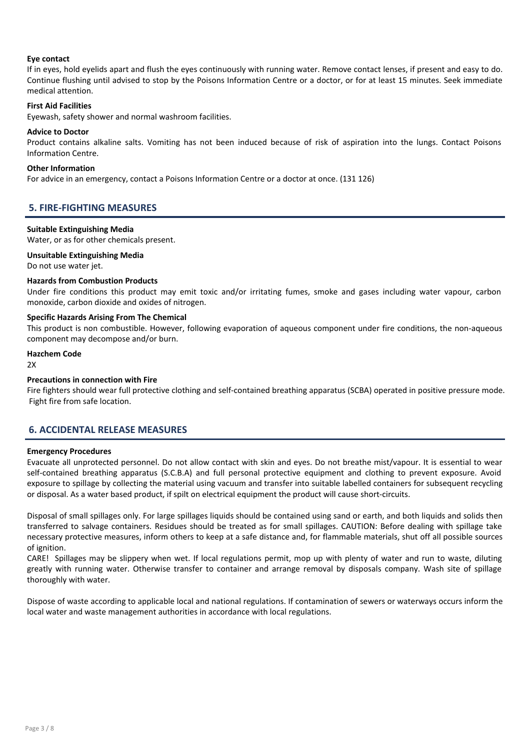**Eye contact**

If in eyes, hold eyelids apart and flush the eyes continuously with running water. Remove contact lenses, if present and easy to do. Continue flushing until advised to stop by the Poisons Information Centre or a doctor, or for at least 15 minutes. Seek immediate medical attention.

**First Aid Facilities**

Eyewash, safety shower and normal washroom facilities.

**Advice to Doctor**

Product contains alkaline salts. Vomiting has not been induced because of risk of aspiration into the lungs. Contact Poisons Information Centre.

**Other Information**

For advice in an emergency, contact a Poisons Information Centre or a doctor at once. (131 126)

## 5. FIRE-FIGHTING MEASURES

**Suitable Extinguishing Media**

Water, or as for other chemicals present.

**Unsuitable Extinguishing Media**

Do not use water jet.

**Hazards from Combustion Products**

Under fire conditions this product may emit toxic and/or irritating fumes, smoke and gases including water vapour, carbon monoxide, carbon dioxide and oxides of nitrogen.

**Specific Hazards Arising From The Chemical**

This product is non combustible. However, following evaporation of aqueous component under fire conditions, the non-aqueous component may decompose and/or burn.

**Hazchem Code**

2X

**Precautions in connection with Fire**

Fire fighters should wear full protective clothing and self-contained breathing apparatus (SCBA) operated in positive pressure mode. Fight fire from safe location.

## 6. ACCIDENTAL RELEASE MEASURES

**Emergency Procedures**

Evacuate all unprotected personnel. Do not allow contact with skin and eyes. Do not breathe mist/vapour. It is essential to wear self-contained breathing apparatus (S.C.B.A) and full personal protective equipment and clothing to prevent exposure. Avoid exposure to spillage by collecting the material using vacuum and transfer into suitable labelled containers for subsequent recycling or disposal. As a water based product, if spilt on electrical equipment the product will cause short-circuits.

Disposal of small spillages only. For large spillages liquids should be contained using sand or earth, and both liquids and solids then transferred to salvage containers. Residues should be treated as for small spillages. CAUTION: Before dealing with spillage take necessary protective measures, inform others to keep at a safe distance and, for flammable materials, shut off all possible sources of ignition.

CARE! Spillages may be slippery when wet. If local regulations permit, mop up with plenty of water and run to waste, diluting greatly with running water. Otherwise transfer to container and arrange removal by disposals company. Wash site of spillage thoroughly with water.

Dispose of waste according to applicable local and national regulations. If contamination of sewers or waterways occurs inform the local water and waste management authorities in accordance with local regulations.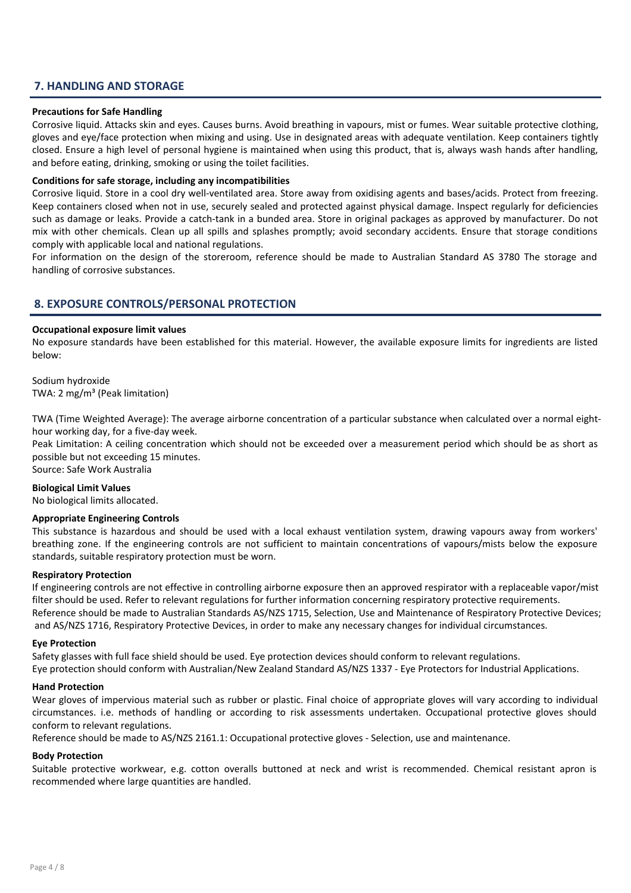## 7. HANDLING AND STORAGE

**Precautions for Safe Handling**

Corrosive liquid. Attacks skin and eyes. Causes burns. Avoid breathing in vapours, mist or fumes. Wear suitable protective clothing, gloves and eye/face protection when mixing and using. Use in designated areas with adequate ventilation. Keep containers tightly closed. Ensure a high level of personal hygiene is maintained when using this product, that is, always wash hands after handling, and before eating, drinking, smoking or using the toilet facilities.

**Conditions for safe storage, including any incompatibilities**

Corrosive liquid. Store in a cool dry well-ventilated area. Store away from oxidising agents and bases/acids. Protect from freezing. Keep containers closed when not in use, securely sealed and protected against physical damage. Inspect regularly for deficiencies such as damage or leaks. Provide a catch-tank in a bunded area. Store in original packages as approved by manufacturer. Do not mix with other chemicals. Clean up all spills and splashes promptly; avoid secondary accidents. Ensure that storage conditions comply with applicable local and national regulations.

For information on the design of the storeroom, reference should be made to Australian Standard AS 3780 The storage and handling of corrosive substances.

## 8. EXPOSURE CONTROLS/PERSONAL PROTECTION

**Occupational exposure limit values**

No exposure standards have been established for this material. However, the available exposure limits for ingredients are listed below:

Sodium hydroxide
TWA: 2 mg/m$^3$ (Peak limitation)

TWA (Time Weighted Average): The average airborne concentration of a particular substance when calculated over a normal eight-hour working day, for a five-day week.

Peak Limitation: A ceiling concentration which should not be exceeded over a measurement period which should be as short as possible but not exceeding 15 minutes.

Source: Safe Work Australia

**Biological Limit Values**

No biological limits allocated.

**Appropriate Engineering Controls**

This substance is hazardous and should be used with a local exhaust ventilation system, drawing vapours away from workers' breathing zone. If the engineering controls are not sufficient to maintain concentrations of vapours/mists below the exposure standards, suitable respiratory protection must be worn.

**Respiratory Protection**

If engineering controls are not effective in controlling airborne exposure then an approved respirator with a replaceable vapor/mist filter should be used. Refer to relevant regulations for further information concerning respiratory protective requirements.
Reference should be made to Australian Standards AS/NZS 1715, Selection, Use and Maintenance of Respiratory Protective Devices; and AS/NZS 1716, Respiratory Protective Devices, in order to make any necessary changes for individual circumstances.

**Eye Protection**

Safety glasses with full face shield should be used. Eye protection devices should conform to relevant regulations.
Eye protection should conform with Australian/New Zealand Standard AS/NZS 1337 - Eye Protectors for Industrial Applications.

**Hand Protection**

Wear gloves of impervious material such as rubber or plastic. Final choice of appropriate gloves will vary according to individual circumstances. i.e. methods of handling or according to risk assessments undertaken. Occupational protective gloves should conform to relevant regulations.

Reference should be made to AS/NZS 2161.1: Occupational protective gloves - Selection, use and maintenance.

**Body Protection**

Suitable protective workwear, e.g. cotton overalls buttoned at neck and wrist is recommended. Chemical resistant apron is recommended where large quantities are handled.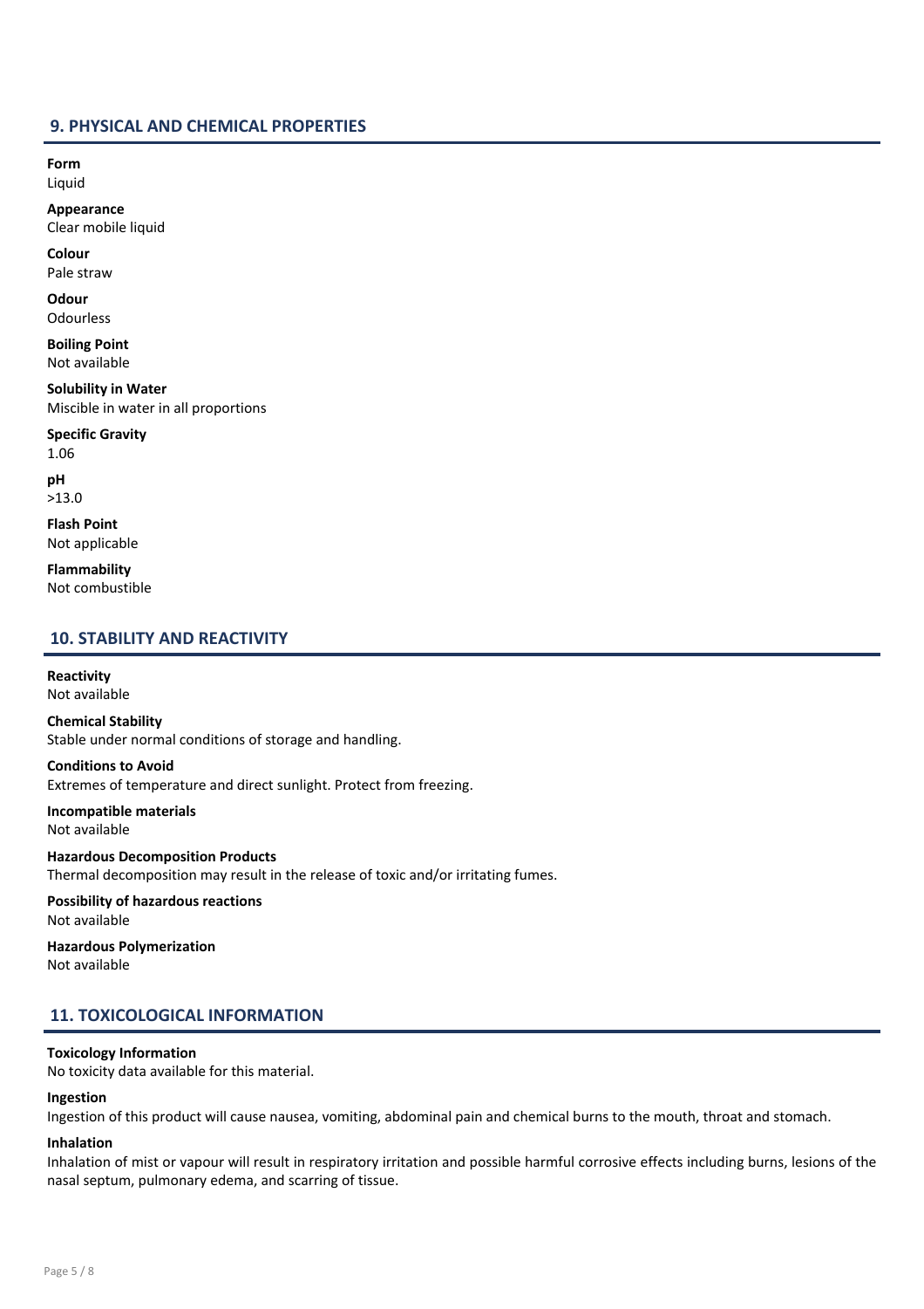## 9. PHYSICAL AND CHEMICAL PROPERTIES

**Form**
Liquid

**Appearance**
Clear mobile liquid

**Colour**
Pale straw

**Odour**
Odourless

**Boiling Point**
Not available

**Solubility in Water**
Miscible in water in all proportions

**Specific Gravity**
1.06

**pH**
>13.0

**Flash Point**
Not applicable

**Flammability**
Not combustible

## 10. STABILITY AND REACTIVITY

**Reactivity**
Not available

**Chemical Stability**
Stable under normal conditions of storage and handling.

**Conditions to Avoid**
Extremes of temperature and direct sunlight. Protect from freezing.

**Incompatible materials**
Not available

**Hazardous Decomposition Products**
Thermal decomposition may result in the release of toxic and/or irritating fumes.

**Possibility of hazardous reactions**
Not available

**Hazardous Polymerization**
Not available

## 11. TOXICOLOGICAL INFORMATION

**Toxicology Information**
No toxicity data available for this material.

**Ingestion**
Ingestion of this product will cause nausea, vomiting, abdominal pain and chemical burns to the mouth, throat and stomach.

**Inhalation**
Inhalation of mist or vapour will result in respiratory irritation and possible harmful corrosive effects including burns, lesions of the nasal septum, pulmonary edema, and scarring of tissue.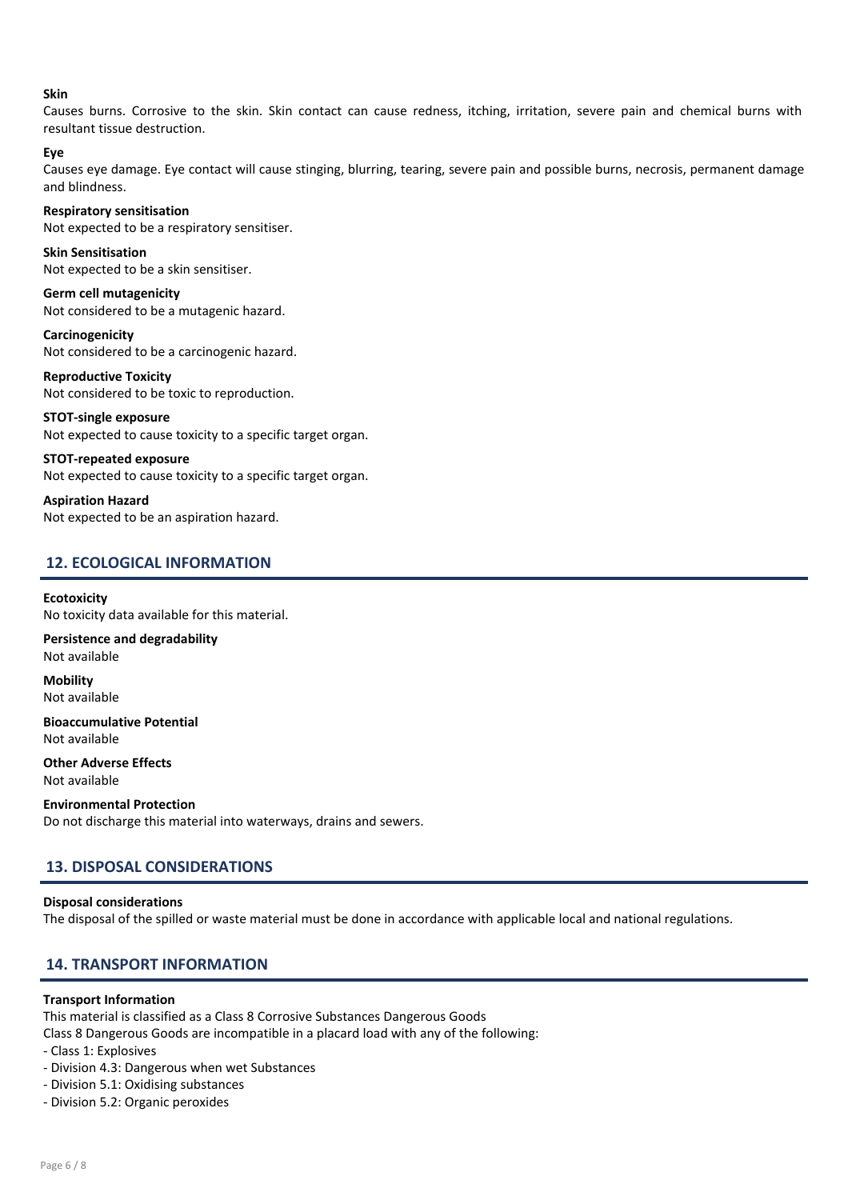**Skin**

Causes burns. Corrosive to the skin. Skin contact can cause redness, itching, irritation, severe pain and chemical burns with resultant tissue destruction.

**Eye**

Causes eye damage. Eye contact will cause stinging, blurring, tearing, severe pain and possible burns, necrosis, permanent damage and blindness.

**Respiratory sensitisation**

Not expected to be a respiratory sensitiser.

**Skin Sensitisation**

Not expected to be a skin sensitiser.

**Germ cell mutagenicity**

Not considered to be a mutagenic hazard.

**Carcinogenicity**

Not considered to be a carcinogenic hazard.

**Reproductive Toxicity**

Not considered to be toxic to reproduction.

**STOT-single exposure**

Not expected to cause toxicity to a specific target organ.

**STOT-repeated exposure**

Not expected to cause toxicity to a specific target organ.

**Aspiration Hazard**

Not expected to be an aspiration hazard.

## 12. ECOLOGICAL INFORMATION

**Ecotoxicity**

No toxicity data available for this material.

**Persistence and degradability**

Not available

**Mobility**

Not available

**Bioaccumulative Potential**

Not available

**Other Adverse Effects**

Not available

**Environmental Protection**

Do not discharge this material into waterways, drains and sewers.

## 13. DISPOSAL CONSIDERATIONS

**Disposal considerations**

The disposal of the spilled or waste material must be done in accordance with applicable local and national regulations.

## 14. TRANSPORT INFORMATION

**Transport Information**

This material is classified as a Class 8 Corrosive Substances Dangerous Goods

Class 8 Dangerous Goods are incompatible in a placard load with any of the following:

- Class 1: Explosives
- Division 4.3: Dangerous when wet Substances
- Division 5.1: Oxidising substances
- Division 5.2: Organic peroxides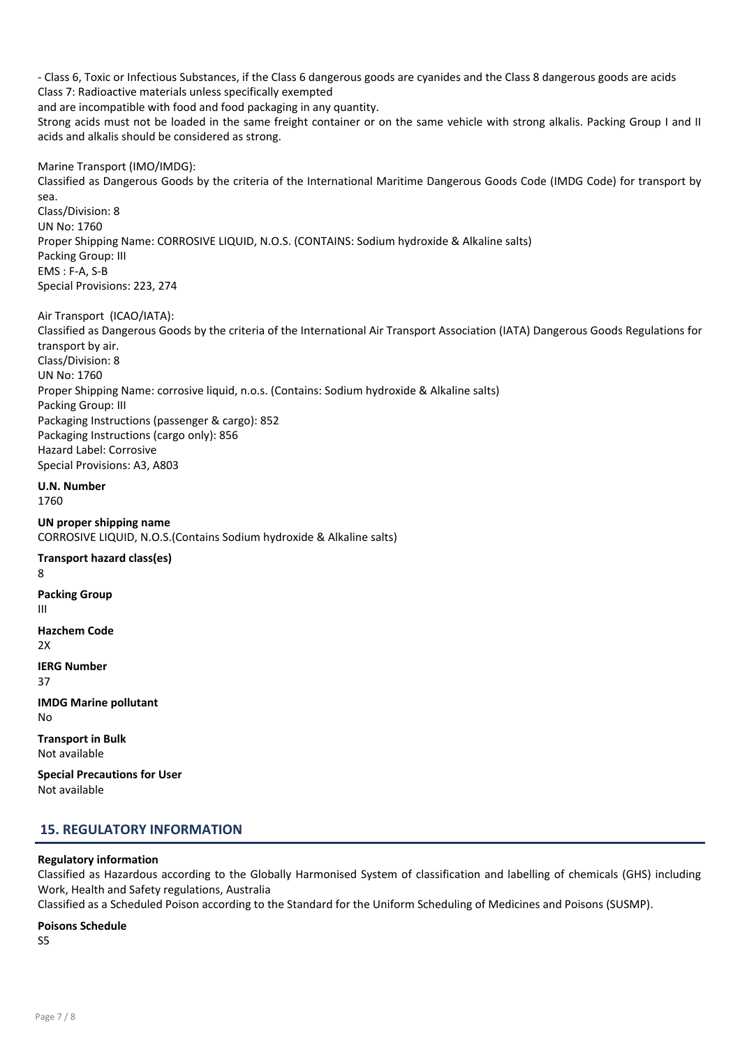- Class 6, Toxic or Infectious Substances, if the Class 6 dangerous goods are cyanides and the Class 8 dangerous goods are acids
Class 7: Radioactive materials unless specifically exempted
and are incompatible with food and food packaging in any quantity.
Strong acids must not be loaded in the same freight container or on the same vehicle with strong alkalis. Packing Group I and II acids and alkalis should be considered as strong.

Marine Transport (IMO/IMDG):
Classified as Dangerous Goods by the criteria of the International Maritime Dangerous Goods Code (IMDG Code) for transport by sea.
Class/Division: 8
UN No: 1760
Proper Shipping Name: CORROSIVE LIQUID, N.O.S. (CONTAINS: Sodium hydroxide & Alkaline salts)
Packing Group: III
EMS : F-A, S-B
Special Provisions: 223, 274

Air Transport (ICAO/IATA):
Classified as Dangerous Goods by the criteria of the International Air Transport Association (IATA) Dangerous Goods Regulations for transport by air.
Class/Division: 8
UN No: 1760
Proper Shipping Name: corrosive liquid, n.o.s. (Contains: Sodium hydroxide & Alkaline salts)
Packing Group: III
Packaging Instructions (passenger & cargo): 852
Packaging Instructions (cargo only): 856
Hazard Label: Corrosive
Special Provisions: A3, A803

**U.N. Number**
1760

**UN proper shipping name**
CORROSIVE LIQUID, N.O.S.(Contains Sodium hydroxide & Alkaline salts)

**Transport hazard class(es)**
8

**Packing Group**
III

**Hazchem Code**
2X

**IERG Number**
37

**IMDG Marine pollutant**
No

**Transport in Bulk**
Not available

**Special Precautions for User**
Not available

## 15. REGULATORY INFORMATION

**Regulatory information**
Classified as Hazardous according to the Globally Harmonised System of classification and labelling of chemicals (GHS) including Work, Health and Safety regulations, Australia
Classified as a Scheduled Poison according to the Standard for the Uniform Scheduling of Medicines and Poisons (SUSMP).

**Poisons Schedule**
S5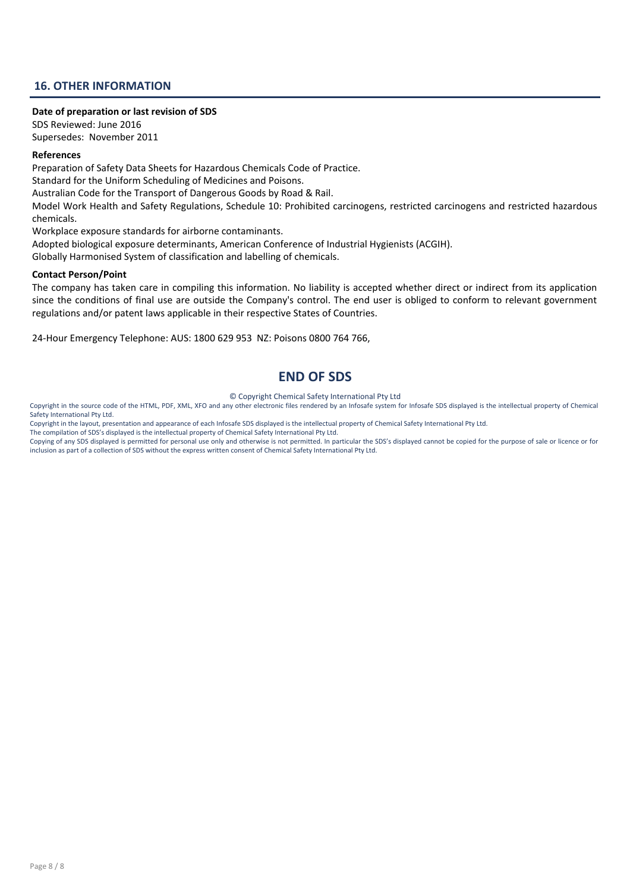## 16. OTHER INFORMATION

**Date of preparation or last revision of SDS**

SDS Reviewed: June 2016

Supersedes: November 2011

**References**

Preparation of Safety Data Sheets for Hazardous Chemicals Code of Practice.

Standard for the Uniform Scheduling of Medicines and Poisons.

Australian Code for the Transport of Dangerous Goods by Road & Rail.

Model Work Health and Safety Regulations, Schedule 10: Prohibited carcinogens, restricted carcinogens and restricted hazardous chemicals.

Workplace exposure standards for airborne contaminants.

Adopted biological exposure determinants, American Conference of Industrial Hygienists (ACGIH).

Globally Harmonised System of classification and labelling of chemicals.

**Contact Person/Point**

The company has taken care in compiling this information. No liability is accepted whether direct or indirect from its application since the conditions of final use are outside the Company's control. The end user is obliged to conform to relevant government regulations and/or patent laws applicable in their respective States of Countries.

24-Hour Emergency Telephone: AUS: 1800 629 953 NZ: Poisons 0800 764 766,

## END OF SDS

© Copyright Chemical Safety International Pty Ltd

Copyright in the source code of the HTML, PDF, XML, XFO and any other electronic files rendered by an Infosafe system for Infosafe SDS displayed is the intellectual property of Chemical Safety International Pty Ltd.

Copyright in the layout, presentation and appearance of each Infosafe SDS displayed is the intellectual property of Chemical Safety International Pty Ltd.

The compilation of SDS's displayed is the intellectual property of Chemical Safety International Pty Ltd.

Copying of any SDS displayed is permitted for personal use only and otherwise is not permitted. In particular the SDS's displayed cannot be copied for the purpose of sale or licence or for inclusion as part of a collection of SDS without the express written consent of Chemical Safety International Pty Ltd.